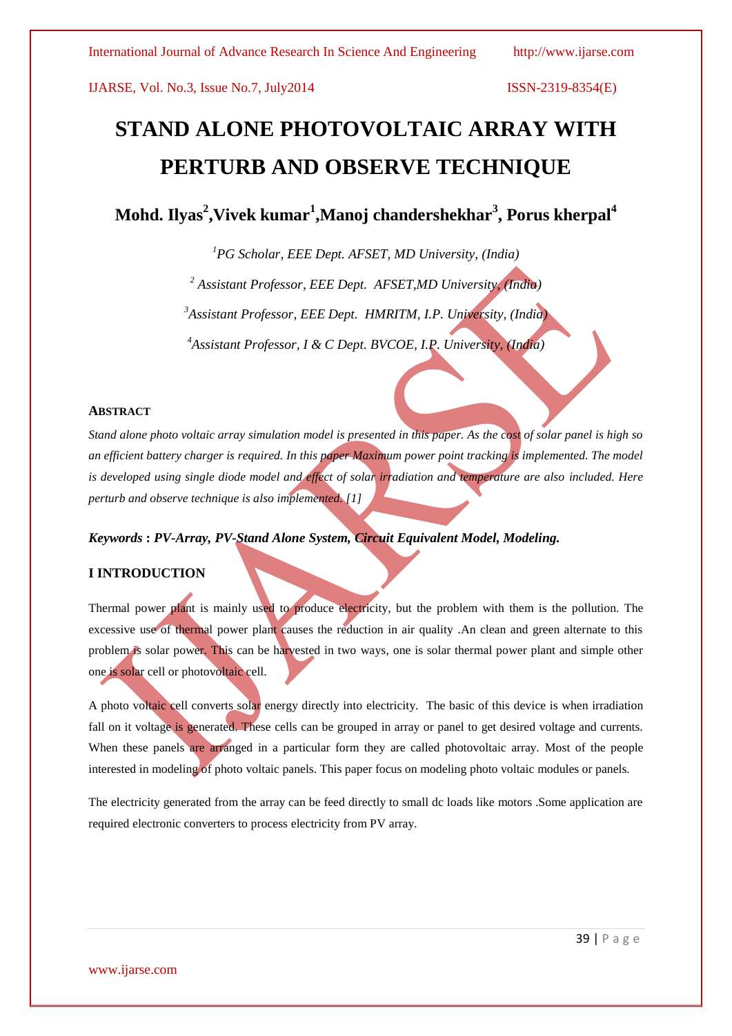# STAND ALONE PHOTOVOLTAIC ARRAY WITH PERTURB AND OBSERVE TECHNIQUE

## Mohd. Ilyas[2],Vivek kumar[1],Manoj chandershekhar[3], Porus kherpal[4]

*[1]PG Scholar, EEE Dept. AFSET, MD University, (India)*

*[2] Assistant Professor, EEE Dept. AFSET,MD University, (India)*

*[3]Assistant Professor, EEE Dept. HMRITM, I.P. University, (India)*

*[4]Assistant Professor, I & C Dept. BVCOE, I.P. University, (India)*

### ABSTRACT

*Stand alone photo voltaic array simulation model is presented in this paper. As the cost of solar panel is high so an efficient battery charger is required. In this paper Maximum power point tracking is implemented. The model is developed using single diode model and effect of solar irradiation and temperature are also included. Here perturb and observe technique is also implemented. [1]*

***Keywords : PV-Array, PV-Stand Alone System, Circuit Equivalent Model, Modeling.***

### I INTRODUCTION

Thermal power plant is mainly used to produce electricity, but the problem with them is the pollution. The excessive use of thermal power plant causes the reduction in air quality .An clean and green alternate to this problem is solar power. This can be harvested in two ways, one is solar thermal power plant and simple other one is solar cell or photovoltaic cell.

A photo voltaic cell converts solar energy directly into electricity. The basic of this device is when irradiation fall on it voltage is generated. These cells can be grouped in array or panel to get desired voltage and currents. When these panels are arranged in a particular form they are called photovoltaic array. Most of the people interested in modeling of photo voltaic panels. This paper focus on modeling photo voltaic modules or panels.

The electricity generated from the array can be feed directly to small dc loads like motors .Some application are required electronic converters to process electricity from PV array.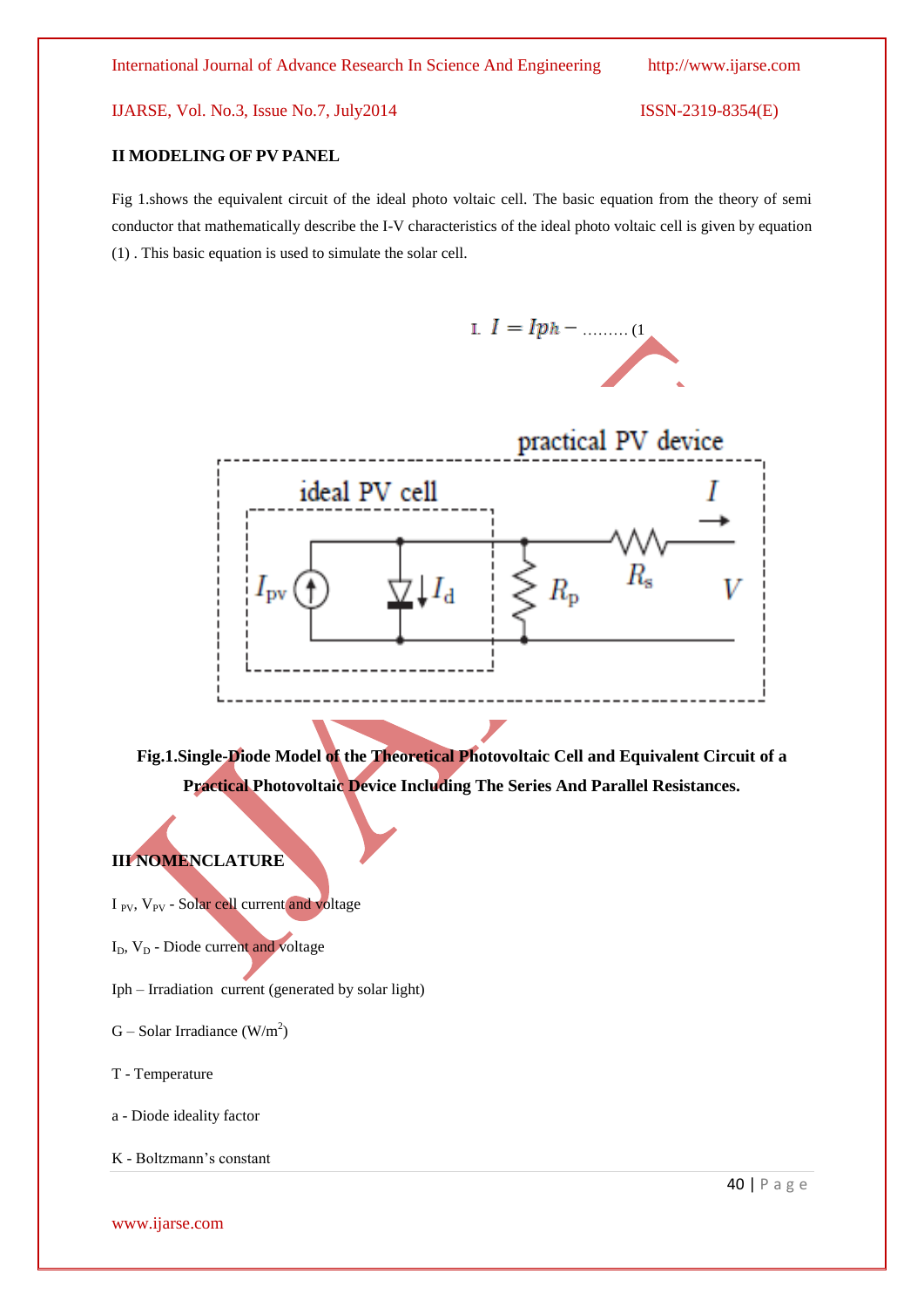## II MODELING OF PV PANEL

Fig 1.shows the equivalent circuit of the ideal photo voltaic cell. The basic equation from the theory of semi conductor that mathematically describe the I-V characteristics of the ideal photo voltaic cell is given by equation (1) . This basic equation is used to simulate the solar cell.

$$I = Iph - \quad \text{.........} (1$$

**Fig.1.Single-Diode Model of the Theoretical Photovoltaic Cell and Equivalent Circuit of a Practical Photovoltaic Device Including The Series And Parallel Resistances.**

## III NOMENCLATURE

$I_{PV}$, $V_{PV}$ - Solar cell current and voltage

$I_D$, $V_D$ - Diode current and voltage

Iph – Irradiation current (generated by solar light)

G – Solar Irradiance ($W/m^2$)

T - Temperature

a - Diode ideality factor

K - Boltzmann's constant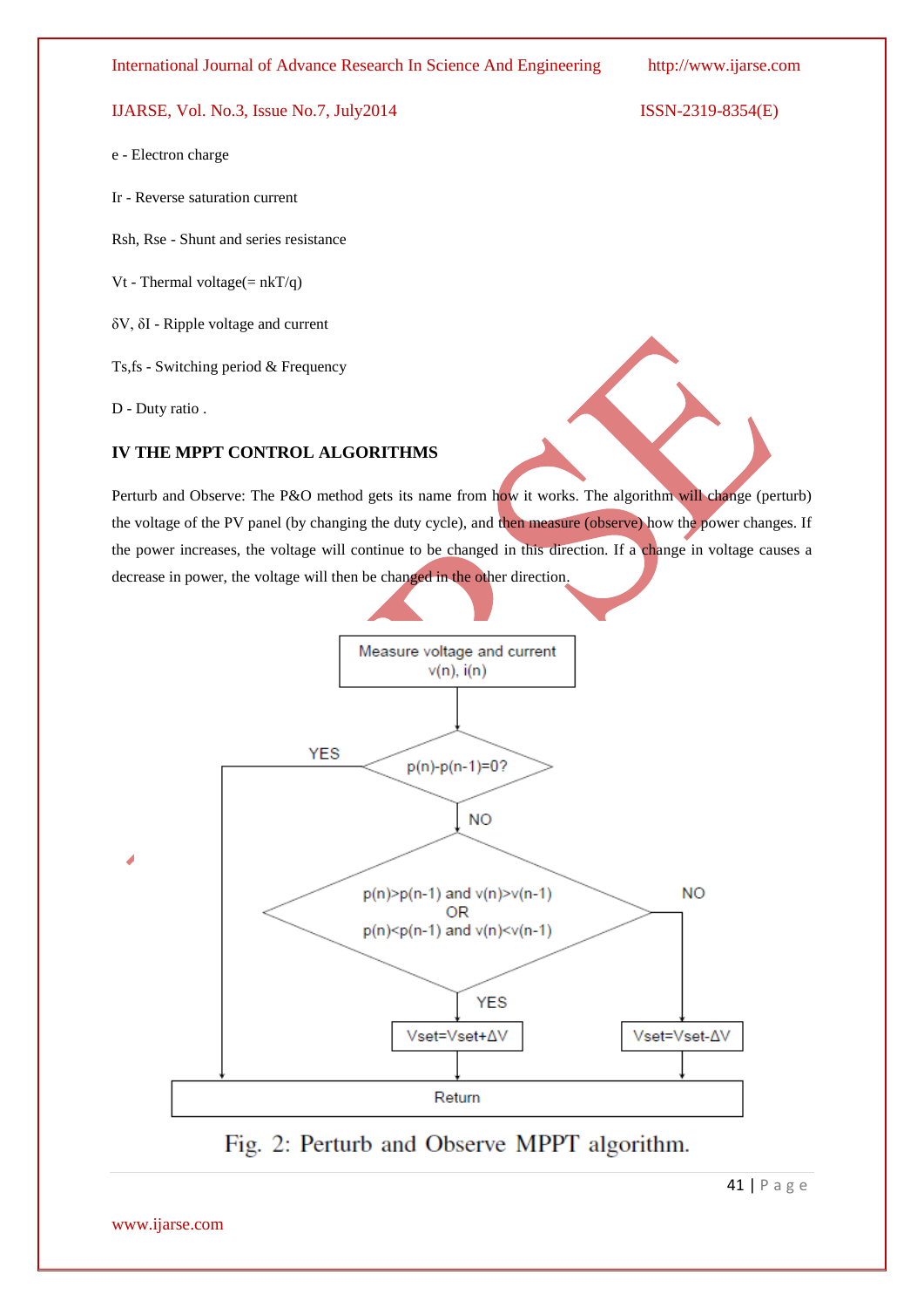e - Electron charge

Ir - Reverse saturation current

Rsh, Rse - Shunt and series resistance

Vt - Thermal voltage(= nkT/q)

δV, δI - Ripple voltage and current

Ts,fs - Switching period & Frequency

D - Duty ratio .

## IV THE MPPT CONTROL ALGORITHMS

Perturb and Observe: The P&O method gets its name from how it works. The algorithm will change (perturb) the voltage of the PV panel (by changing the duty cycle), and then measure (observe) how the power changes. If the power increases, the voltage will continue to be changed in this direction. If a change in voltage causes a decrease in power, the voltage will then be changed in the other direction.

Measure voltage and current v(n), i(n)

p(n)-p(n-1)=0?

YES

NO

p(n)>p(n-1) and v(n)>v(n-1)
OR
p(n)<p(n-1) and v(n)<v(n-1)

YES

NO

Vset=Vset+ΔV

Vset=Vset-ΔV

Return

Fig. 2: Perturb and Observe MPPT algorithm.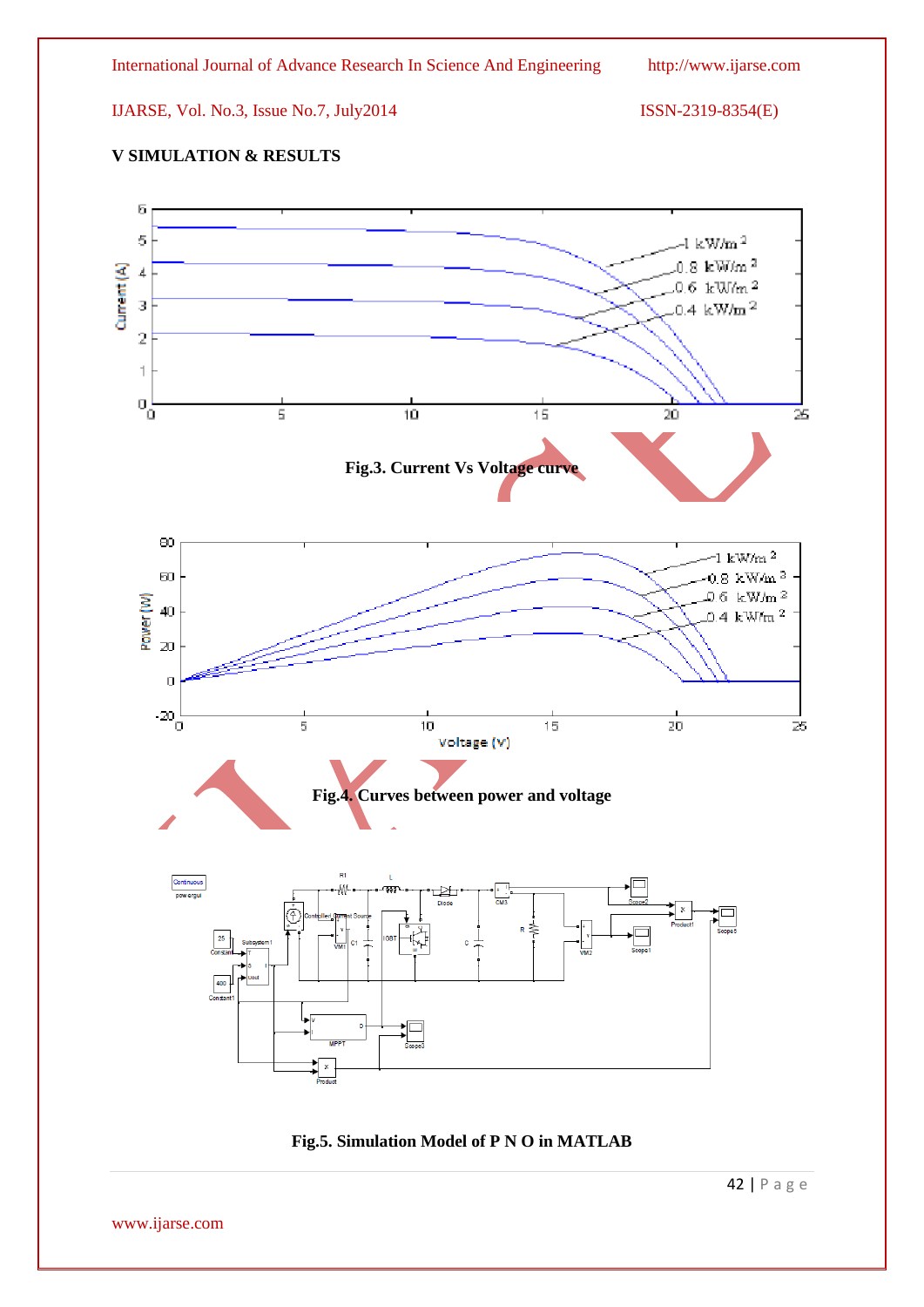## V SIMULATION & RESULTS

Fig.3. Current Vs Voltage curve

Fig.4. Curves between power and voltage

Fig.5. Simulation Model of P N O in MATLAB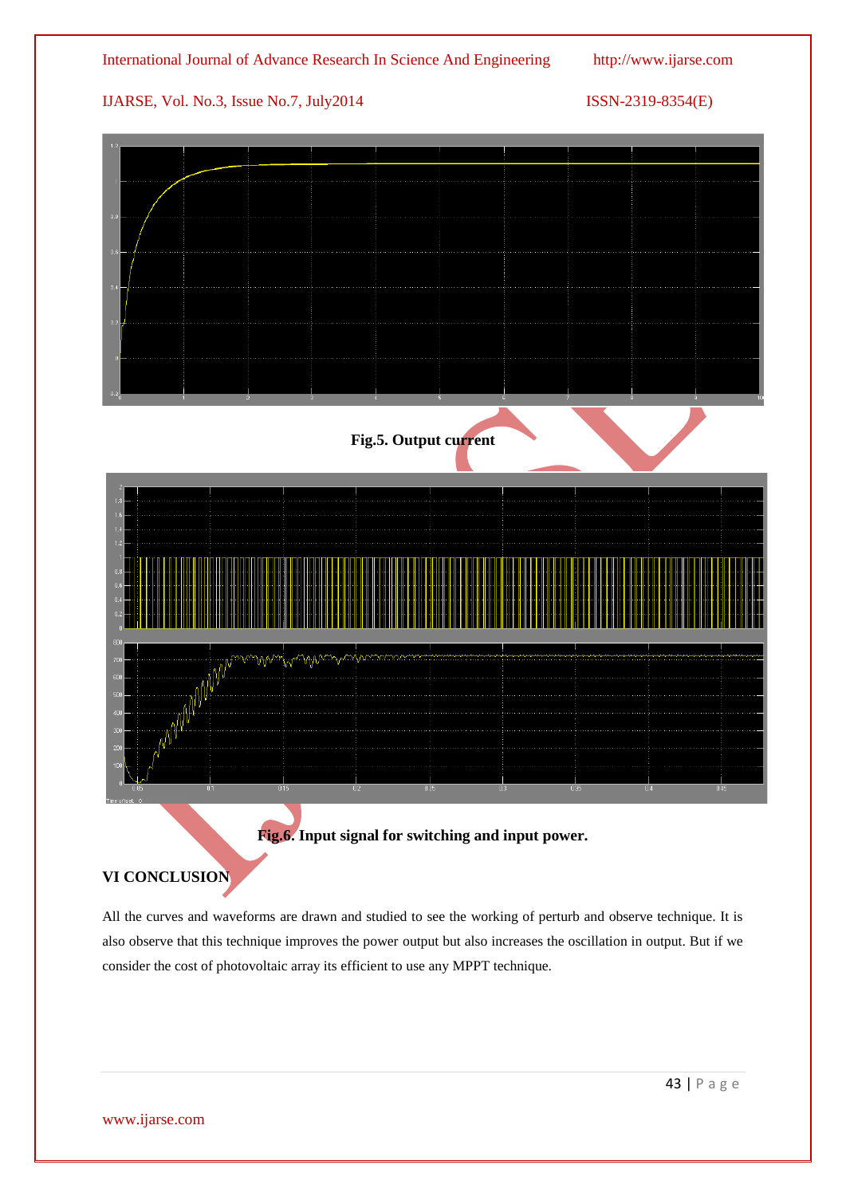Fig.5. Output current

Fig.6. Input signal for switching and input power.

## VI CONCLUSION

All the curves and waveforms are drawn and studied to see the working of perturb and observe technique. It is also observe that this technique improves the power output but also increases the oscillation in output. But if we consider the cost of photovoltaic array its efficient to use any MPPT technique.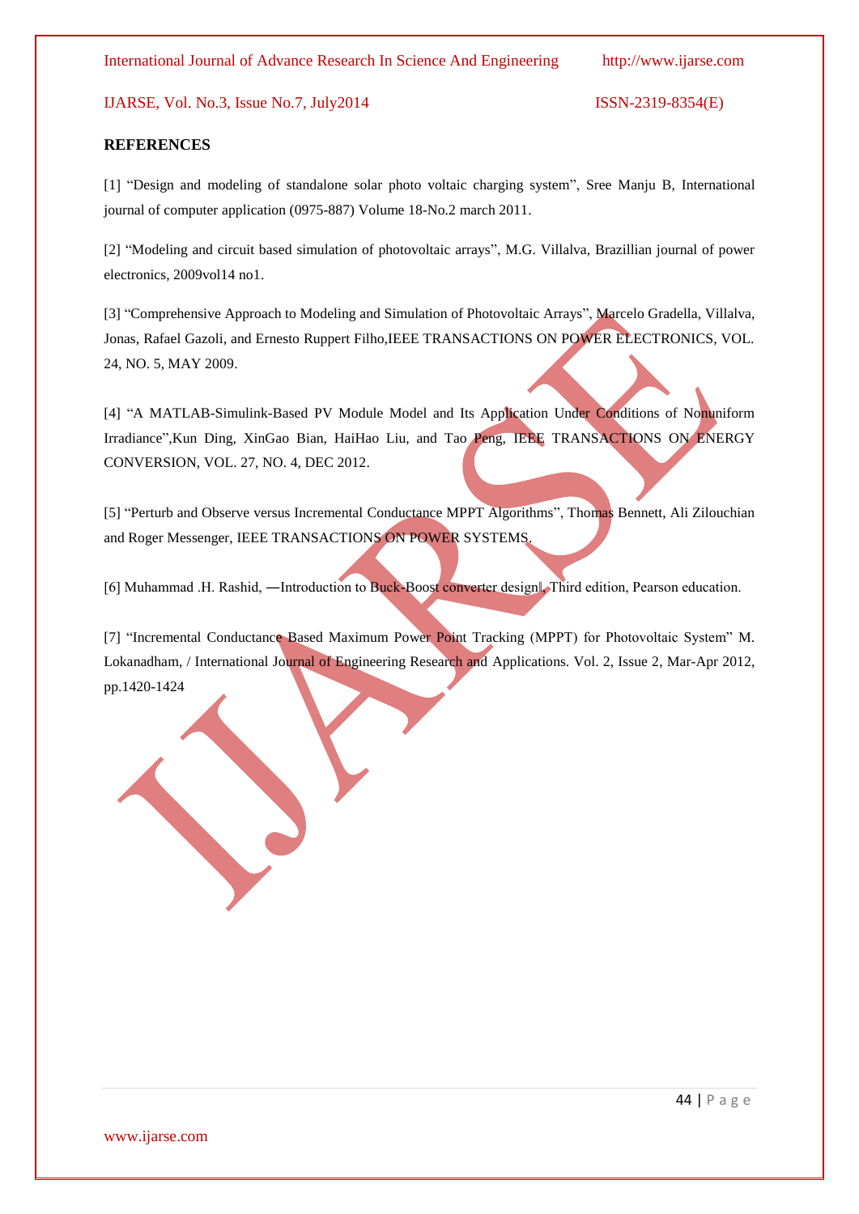## REFERENCES

[1] "Design and modeling of standalone solar photo voltaic charging system", Sree Manju B, International journal of computer application (0975-887) Volume 18-No.2 march 2011.

[2] "Modeling and circuit based simulation of photovoltaic arrays", M.G. Villalva, Brazillian journal of power electronics, 2009vol14 no1.

[3] "Comprehensive Approach to Modeling and Simulation of Photovoltaic Arrays", Marcelo Gradella, Villalva, Jonas, Rafael Gazoli, and Ernesto Ruppert Filho,IEEE TRANSACTIONS ON POWER ELECTRONICS, VOL. 24, NO. 5, MAY 2009.

[4] "A MATLAB-Simulink-Based PV Module Model and Its Application Under Conditions of Nonuniform Irradiance",Kun Ding, XinGao Bian, HaiHao Liu, and Tao Peng, IEEE TRANSACTIONS ON ENERGY CONVERSION, VOL. 27, NO. 4, DEC 2012.

[5] "Perturb and Observe versus Incremental Conductance MPPT Algorithms", Thomas Bennett, Ali Zilouchian and Roger Messenger, IEEE TRANSACTIONS ON POWER SYSTEMS.

[6] Muhammad .H. Rashid, ―Introduction to Buck-Boost converter design‖, Third edition, Pearson education.

[7] "Incremental Conductance Based Maximum Power Point Tracking (MPPT) for Photovoltaic System" M. Lokanadham, / International Journal of Engineering Research and Applications. Vol. 2, Issue 2, Mar-Apr 2012, pp.1420-1424